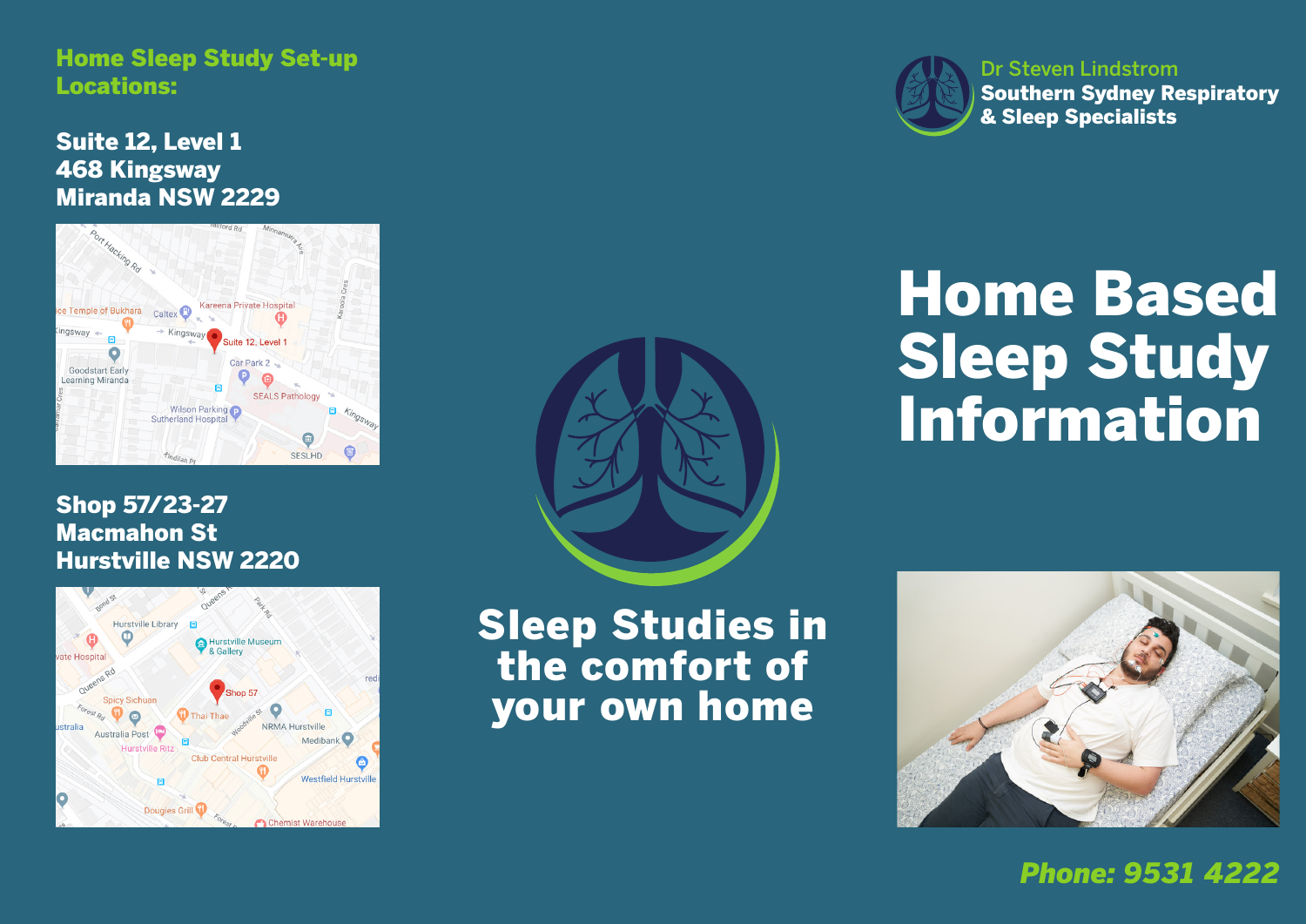## Home Sleep Study Set-up Locations:

**Suite 12, Level 1**
**468 Kingsway**
**Miranda NSW 2229**

**Shop 57/23-27**
**Macmahon St**
**Hurstville NSW 2220**

Sleep Studies in the comfort of your own home

Dr Steven Lindstrom
**Southern Sydney Respiratory & Sleep Specialists**

# Home Based Sleep Study Information

***Phone: 9531 4222***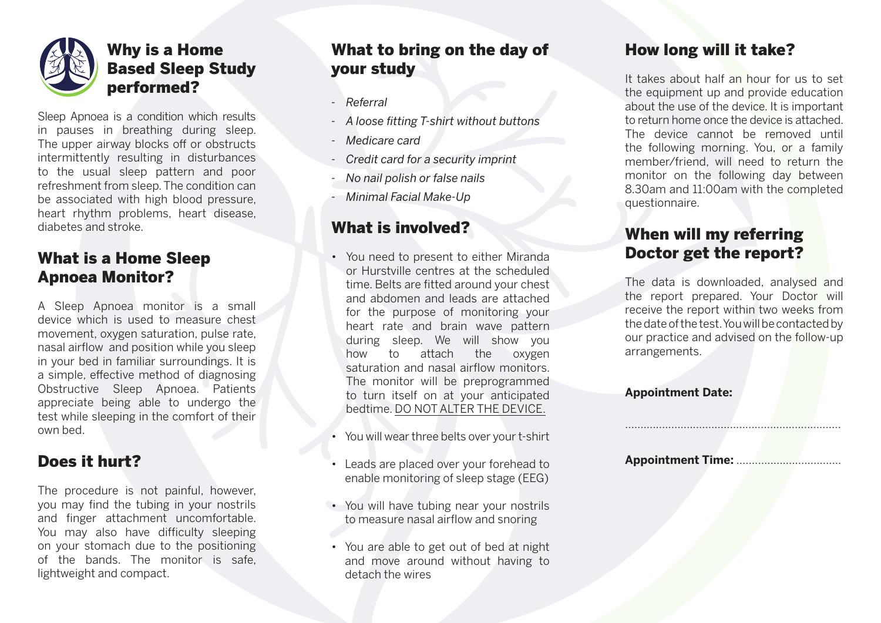## Why is a Home Based Sleep Study performed?

Sleep Apnoea is a condition which results in pauses in breathing during sleep. The upper airway blocks off or obstructs intermittently resulting in disturbances to the usual sleep pattern and poor refreshment from sleep. The condition can be associated with high blood pressure, heart rhythm problems, heart disease, diabetes and stroke.

## What is a Home Sleep Apnoea Monitor?

A Sleep Apnoea monitor is a small device which is used to measure chest movement, oxygen saturation, pulse rate, nasal airflow and position while you sleep in your bed in familiar surroundings. It is a simple, effective method of diagnosing Obstructive Sleep Apnoea. Patients appreciate being able to undergo the test while sleeping in the comfort of their own bed.

## Does it hurt?

The procedure is not painful, however, you may find the tubing in your nostrils and finger attachment uncomfortable. You may also have difficulty sleeping on your stomach due to the positioning of the bands. The monitor is safe, lightweight and compact.

## What to bring on the day of your study

- *Referral*
- *A loose fitting T-shirt without buttons*
- *Medicare card*
- *Credit card for a security imprint*
- *No nail polish or false nails*
- *Minimal Facial Make-Up*

## What is involved?

- You need to present to either Miranda or Hurstville centres at the scheduled time. Belts are fitted around your chest and abdomen and leads are attached for the purpose of monitoring your heart rate and brain wave pattern during sleep. We will show you how to attach the oxygen saturation and nasal airflow monitors. The monitor will be preprogrammed to turn itself on at your anticipated bedtime. <u>DO NOT ALTER THE DEVICE.</u>
- You will wear three belts over your t-shirt
- Leads are placed over your forehead to enable monitoring of sleep stage (EEG)
- You will have tubing near your nostrils to measure nasal airflow and snoring
- You are able to get out of bed at night and move around without having to detach the wires

## How long will it take?

It takes about half an hour for us to set the equipment up and provide education about the use of the device. It is important to return home once the device is attached. The device cannot be removed until the following morning. You, or a family member/friend, will need to return the monitor on the following day between 8.30am and 11:00am with the completed questionnaire.

## When will my referring Doctor get the report?

The data is downloaded, analysed and the report prepared. Your Doctor will receive the report within two weeks from the date of the test. You will be contacted by our practice and advised on the follow-up arrangements.

**Appointment Date:**

......................................................................

**Appointment Time:** .................................